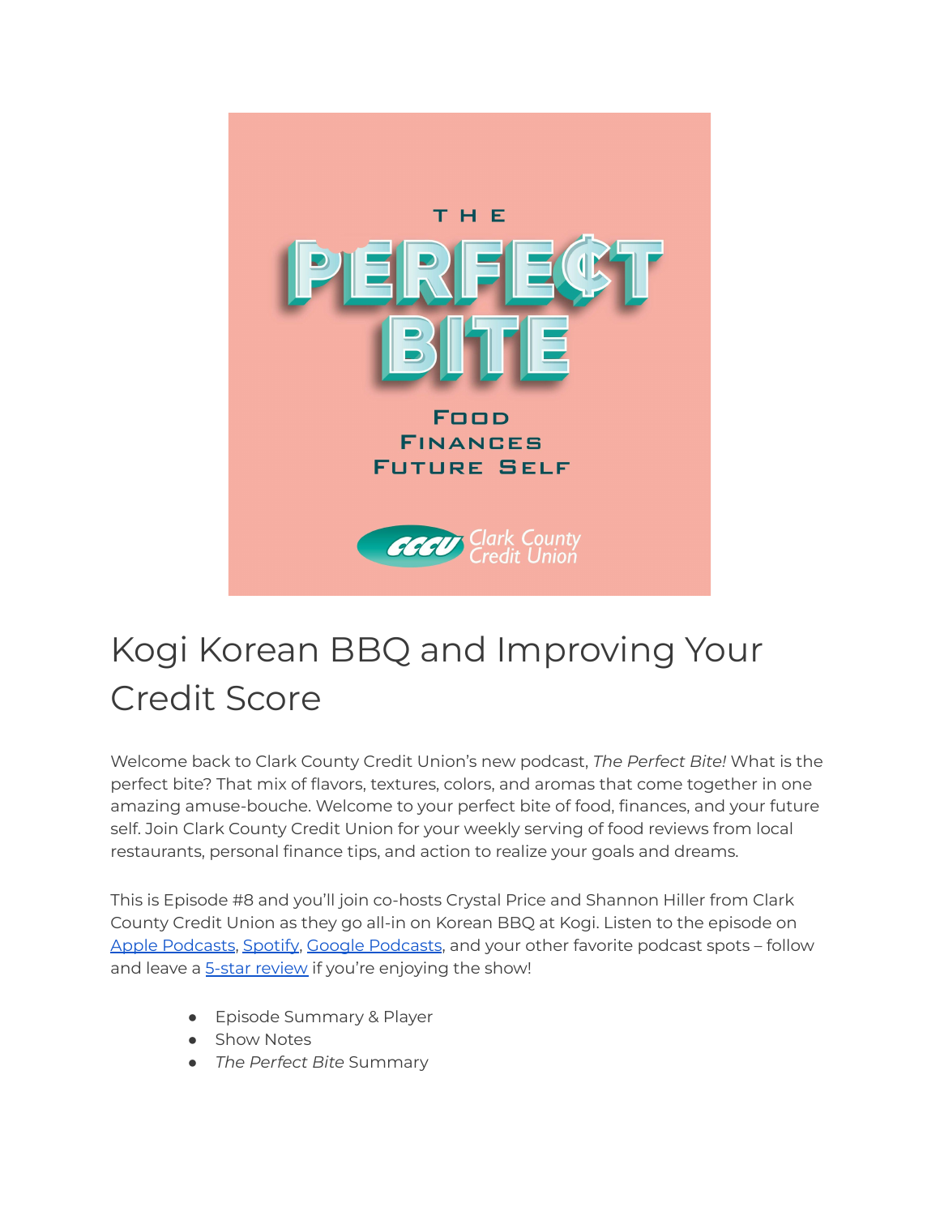# Kogi Korean BBQ and Improving Your Credit Score

Welcome back to Clark County Credit Union's new podcast, *The Perfect Bite!* What is the perfect bite? That mix of flavors, textures, colors, and aromas that come together in one amazing amuse-bouche. Welcome to your perfect bite of food, finances, and your future self. Join Clark County Credit Union for your weekly serving of food reviews from local restaurants, personal finance tips, and action to realize your goals and dreams.

This is Episode #8 and you'll join co-hosts Crystal Price and Shannon Hiller from Clark County Credit Union as they go all-in on Korean BBQ at Kogi. Listen to the episode on Apple Podcasts, Spotify, Google Podcasts, and your other favorite podcast spots – follow and leave a 5-star review if you're enjoying the show!

- Episode Summary & Player
- Show Notes
- *The Perfect Bite* Summary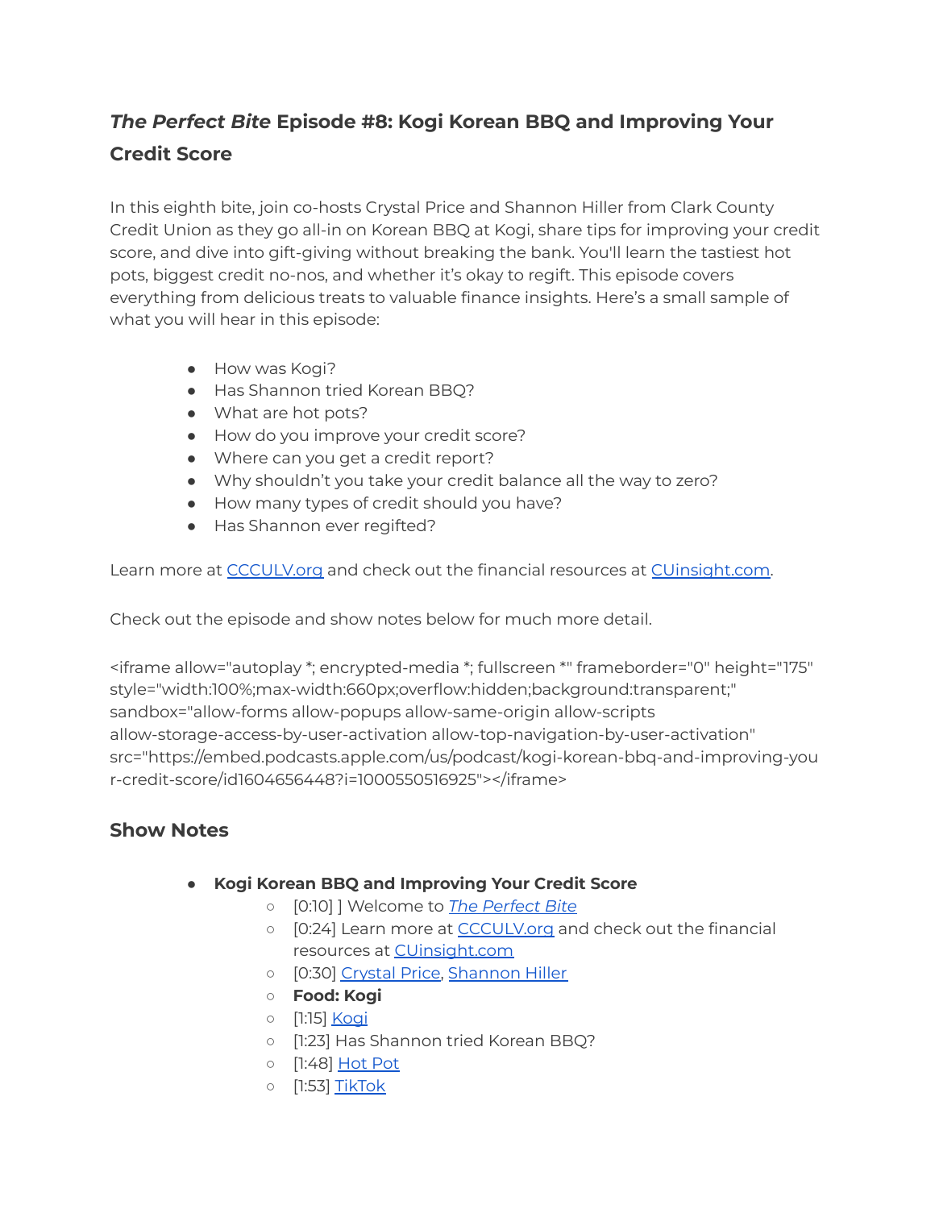## *The Perfect Bite* Episode #8: Kogi Korean BBQ and Improving Your Credit Score

In this eighth bite, join co-hosts Crystal Price and Shannon Hiller from Clark County Credit Union as they go all-in on Korean BBQ at Kogi, share tips for improving your credit score, and dive into gift-giving without breaking the bank. You'll learn the tastiest hot pots, biggest credit no-nos, and whether it's okay to regift. This episode covers everything from delicious treats to valuable finance insights. Here's a small sample of what you will hear in this episode:

- How was Kogi?
- Has Shannon tried Korean BBQ?
- What are hot pots?
- How do you improve your credit score?
- Where can you get a credit report?
- Why shouldn't you take your credit balance all the way to zero?
- How many types of credit should you have?
- Has Shannon ever regifted?

Learn more at [CCCULV.org]() and check out the financial resources at [CUinsight.com]().

Check out the episode and show notes below for much more detail.

<iframe allow="autoplay *; encrypted-media *; fullscreen *" frameborder="0" height="175" style="width:100%;max-width:660px;overflow:hidden;background:transparent;" sandbox="allow-forms allow-popups allow-same-origin allow-scripts allow-storage-access-by-user-activation allow-top-navigation-by-user-activation" src="https://embed.podcasts.apple.com/us/podcast/kogi-korean-bbq-and-improving-your-credit-score/id1604656448?i=1000550516925"></iframe>

## Show Notes

- **Kogi Korean BBQ and Improving Your Credit Score**
  - [0:10] ] Welcome to [*The Perfect Bite*]()
  - [0:24] Learn more at [CCCULV.org]() and check out the financial resources at [CUinsight.com]()
  - [0:30] [Crystal Price](), [Shannon Hiller]()
  - **Food: Kogi**
  - [1:15] [Kogi]()
  - [1:23] Has Shannon tried Korean BBQ?
  - [1:48] [Hot Pot]()
  - [1:53] [TikTok]()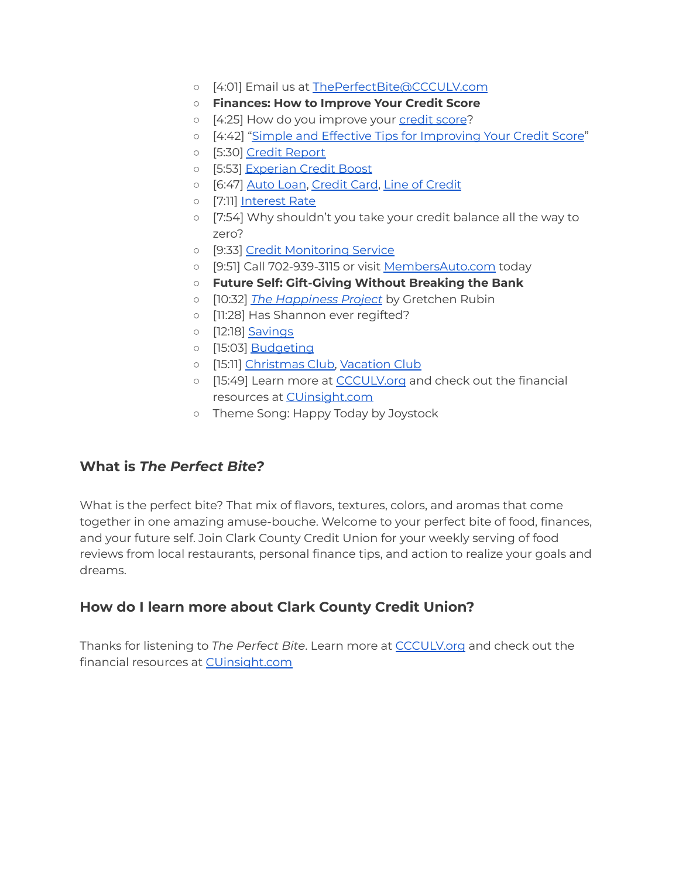- [4:01] Email us at [ThePerfectBite@CCCULV.com]
- **Finances: How to Improve Your Credit Score**
- [4:25] How do you improve your [credit score]?
- [4:42] "[Simple and Effective Tips for Improving Your Credit Score]"
- [5:30] [Credit Report]
- [5:53] [Experian Credit Boost]
- [6:47] [Auto Loan], [Credit Card], [Line of Credit]
- [7:11] [Interest Rate]
- [7:54] Why shouldn't you take your credit balance all the way to zero?
- [9:33] [Credit Monitoring Service]
- [9:51] Call 702-939-3115 or visit [MembersAuto.com] today
- **Future Self: Gift-Giving Without Breaking the Bank**
- [10:32] [*The Happiness Project*] by Gretchen Rubin
- [11:28] Has Shannon ever regifted?
- [12:18] [Savings]
- [15:03] [Budgeting]
- [15:11] [Christmas Club], [Vacation Club]
- [15:49] Learn more at [CCCULV.org] and check out the financial resources at [CUinsight.com]
- Theme Song: Happy Today by Joystock

## What is *The Perfect Bite?*

What is the perfect bite? That mix of flavors, textures, colors, and aromas that come together in one amazing amuse-bouche. Welcome to your perfect bite of food, finances, and your future self. Join Clark County Credit Union for your weekly serving of food reviews from local restaurants, personal finance tips, and action to realize your goals and dreams.

## How do I learn more about Clark County Credit Union?

Thanks for listening to *The Perfect Bite*. Learn more at [CCCULV.org] and check out the financial resources at [CUinsight.com]